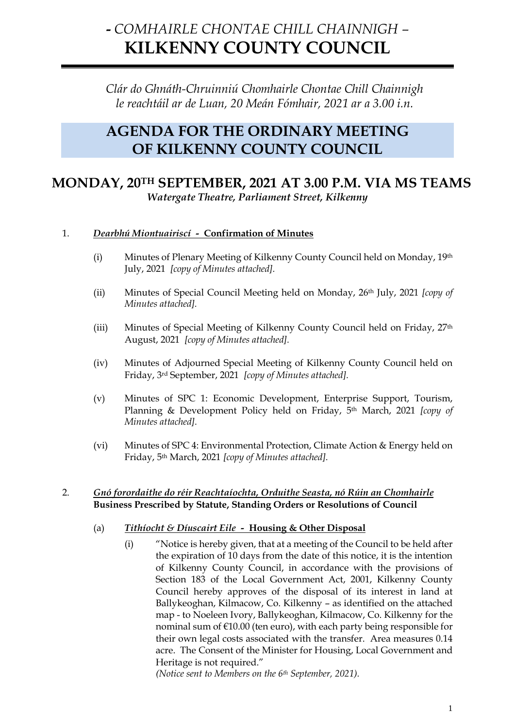# *- COMHAIRLE CHONTAE CHILL CHAINNIGH –* **KILKENNY COUNTY COUNCIL**

*Clár do Ghnáth-Chruinniú Chomhairle Chontae Chill Chainnigh le reachtáil ar de Luan, 20 Meán Fómhair, 2021 ar a 3.00 i.n.*

## AGENDA FOR THE ORDINARY MEETING OF KILKENNY COUNTY COUNCIL

## MONDAY, 20TH SEPTEMBER, 2021 AT 3.00 P.M. VIA MS TEAMS

*Watergate Theatre, Parliament Street, Kilkenny*

1. ***Dearbhú Miontuairiscí* - Confirmation of Minutes**

   (i) Minutes of Plenary Meeting of Kilkenny County Council held on Monday, 19th July, 2021 *[copy of Minutes attached].*

   (ii) Minutes of Special Council Meeting held on Monday, 26th July, 2021 *[copy of Minutes attached].*

   (iii) Minutes of Special Meeting of Kilkenny County Council held on Friday, 27th August, 2021 *[copy of Minutes attached].*

   (iv) Minutes of Adjourned Special Meeting of Kilkenny County Council held on Friday, 3rd September, 2021 *[copy of Minutes attached].*

   (v) Minutes of SPC 1: Economic Development, Enterprise Support, Tourism, Planning & Development Policy held on Friday, 5th March, 2021 *[copy of Minutes attached].*

   (vi) Minutes of SPC 4: Environmental Protection, Climate Action & Energy held on Friday, 5th March, 2021 *[copy of Minutes attached].*

2. ***Gnó forordaithe do réir Reachtaíochta, Orduithe Seasta, nó Rúin an Chomhairle***
   **Business Prescribed by Statute, Standing Orders or Resolutions of Council**

   (a) ***Tithíocht & Díuscairt Eile* - Housing & Other Disposal**

   (i) "Notice is hereby given, that at a meeting of the Council to be held after the expiration of 10 days from the date of this notice, it is the intention of Kilkenny County Council, in accordance with the provisions of Section 183 of the Local Government Act, 2001, Kilkenny County Council hereby approves of the disposal of its interest in land at Ballykeoghan, Kilmacow, Co. Kilkenny – as identified on the attached map - to Noeleen Ivory, Ballykeoghan, Kilmacow, Co. Kilkenny for the nominal sum of €10.00 (ten euro), with each party being responsible for their own legal costs associated with the transfer. Area measures 0.14 acre. The Consent of the Minister for Housing, Local Government and Heritage is not required."
   *(Notice sent to Members on the 6th September, 2021).*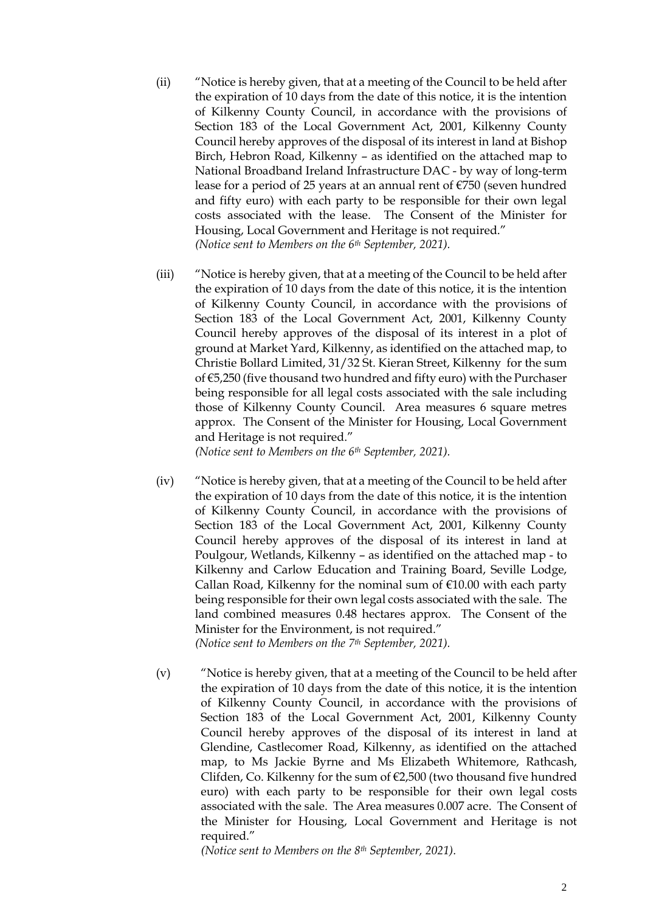(ii) "Notice is hereby given, that at a meeting of the Council to be held after the expiration of 10 days from the date of this notice, it is the intention of Kilkenny County Council, in accordance with the provisions of Section 183 of the Local Government Act, 2001, Kilkenny County Council hereby approves of the disposal of its interest in land at Bishop Birch, Hebron Road, Kilkenny – as identified on the attached map to National Broadband Ireland Infrastructure DAC - by way of long-term lease for a period of 25 years at an annual rent of €750 (seven hundred and fifty euro) with each party to be responsible for their own legal costs associated with the lease. The Consent of the Minister for Housing, Local Government and Heritage is not required."
*(Notice sent to Members on the 6th September, 2021).*

(iii) "Notice is hereby given, that at a meeting of the Council to be held after the expiration of 10 days from the date of this notice, it is the intention of Kilkenny County Council, in accordance with the provisions of Section 183 of the Local Government Act, 2001, Kilkenny County Council hereby approves of the disposal of its interest in a plot of ground at Market Yard, Kilkenny, as identified on the attached map, to Christie Bollard Limited, 31/32 St. Kieran Street, Kilkenny for the sum of €5,250 (five thousand two hundred and fifty euro) with the Purchaser being responsible for all legal costs associated with the sale including those of Kilkenny County Council. Area measures 6 square metres approx. The Consent of the Minister for Housing, Local Government and Heritage is not required."
*(Notice sent to Members on the 6th September, 2021).*

(iv) "Notice is hereby given, that at a meeting of the Council to be held after the expiration of 10 days from the date of this notice, it is the intention of Kilkenny County Council, in accordance with the provisions of Section 183 of the Local Government Act, 2001, Kilkenny County Council hereby approves of the disposal of its interest in land at Poulgour, Wetlands, Kilkenny – as identified on the attached map - to Kilkenny and Carlow Education and Training Board, Seville Lodge, Callan Road, Kilkenny for the nominal sum of €10.00 with each party being responsible for their own legal costs associated with the sale. The land combined measures 0.48 hectares approx. The Consent of the Minister for the Environment, is not required."
*(Notice sent to Members on the 7th September, 2021).*

(v) "Notice is hereby given, that at a meeting of the Council to be held after the expiration of 10 days from the date of this notice, it is the intention of Kilkenny County Council, in accordance with the provisions of Section 183 of the Local Government Act, 2001, Kilkenny County Council hereby approves of the disposal of its interest in land at Glendine, Castlecomer Road, Kilkenny, as identified on the attached map, to Ms Jackie Byrne and Ms Elizabeth Whitemore, Rathcash, Clifden, Co. Kilkenny for the sum of €2,500 (two thousand five hundred euro) with each party to be responsible for their own legal costs associated with the sale. The Area measures 0.007 acre. The Consent of the Minister for Housing, Local Government and Heritage is not required."
*(Notice sent to Members on the 8th September, 2021).*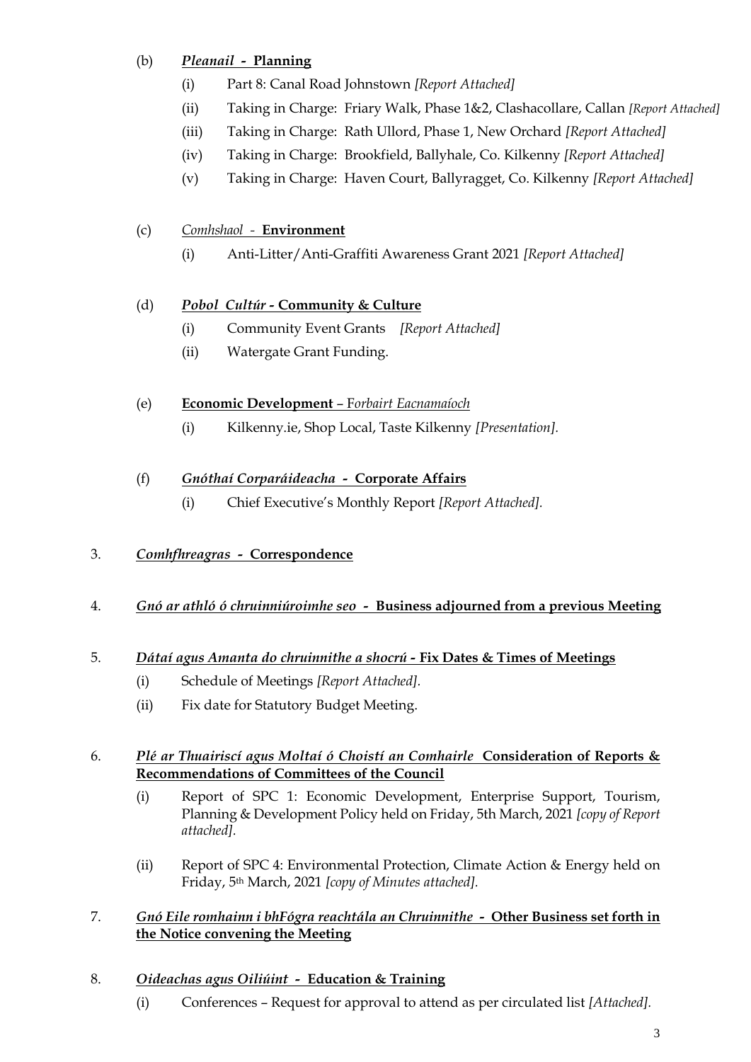(b) ***Pleanail* - Planning**

- (i) Part 8: Canal Road Johnstown *[Report Attached]*
- (ii) Taking in Charge: Friary Walk, Phase 1&2, Clashacollare, Callan *[Report Attached]*
- (iii) Taking in Charge: Rath Ullord, Phase 1, New Orchard *[Report Attached]*
- (iv) Taking in Charge: Brookfield, Ballyhale, Co. Kilkenny *[Report Attached]*
- (v) Taking in Charge: Haven Court, Ballyragget, Co. Kilkenny *[Report Attached]*

(c) *Comhshaol* - **Environment**

- (i) Anti-Litter/Anti-Graffiti Awareness Grant 2021 *[Report Attached]*

(d) ***Pobol Cultúr* - Community & Culture**

- (i) Community Event Grants *[Report Attached]*
- (ii) Watergate Grant Funding.

(e) **Economic Development** – F*orbairt Eacnamaíoch*

- (i) Kilkenny.ie, Shop Local, Taste Kilkenny *[Presentation].*

(f) ***Gnóthaí Corparáideacha* - Corporate Affairs**

- (i) Chief Executive's Monthly Report *[Report Attached].*

3. ***Comhfhreagras* - Correspondence**

4. ***Gnó ar athló ó chruinniúroimhe seo* - Business adjourned from a previous Meeting**

5. ***Dátaí agus Amanta do chruinnithe a shocrú* - Fix Dates & Times of Meetings**

- (i) Schedule of Meetings *[Report Attached].*
- (ii) Fix date for Statutory Budget Meeting.

6. ***Plé ar Thuairiscí agus Moltaí ó Choistí an Comhairle* Consideration of Reports & Recommendations of Committees of the Council**

- (i) Report of SPC 1: Economic Development, Enterprise Support, Tourism, Planning & Development Policy held on Friday, 5th March, 2021 *[copy of Report attached].*
- (ii) Report of SPC 4: Environmental Protection, Climate Action & Energy held on Friday, 5th March, 2021 *[copy of Minutes attached].*

7. ***Gnó Eile romhainn i bhFógra reachtála an Chruinnithe* - Other Business set forth in the Notice convening the Meeting**

8. ***Oideachas agus Oiliúint* - Education & Training**

- (i) Conferences – Request for approval to attend as per circulated list *[Attached].*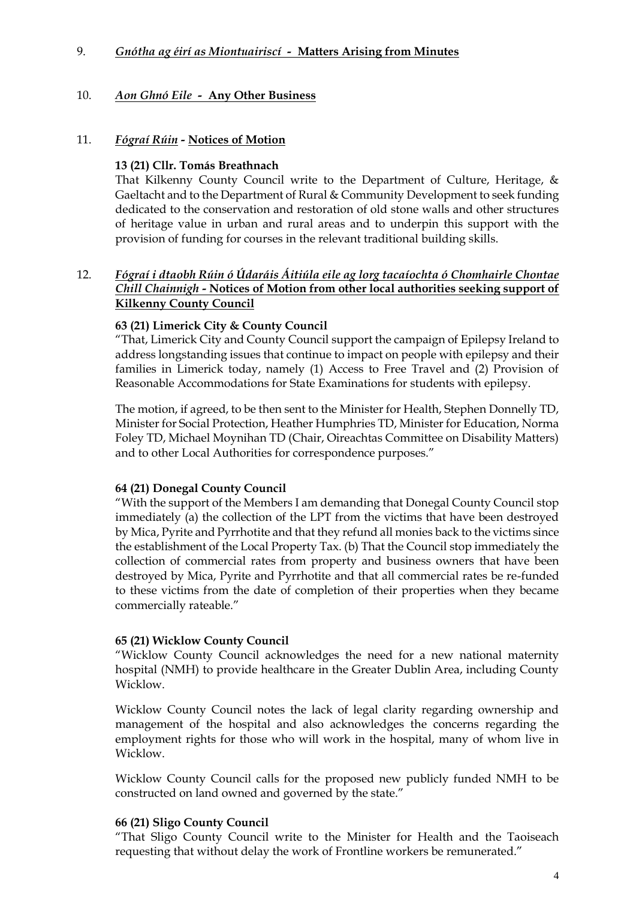9. ***Gnótha ag éirí as Miontuairiscí* - Matters Arising from Minutes**

10. ***Aon Ghnó Eile* - Any Other Business**

11. ***Fógraí Rúin* - Notices of Motion**

**13 (21) Cllr. Tomás Breathnach**

That Kilkenny County Council write to the Department of Culture, Heritage, & Gaeltacht and to the Department of Rural & Community Development to seek funding dedicated to the conservation and restoration of old stone walls and other structures of heritage value in urban and rural areas and to underpin this support with the provision of funding for courses in the relevant traditional building skills.

12. ***Fógraí i dtaobh Rúin ó Údaráis Áitiúla eile ag lorg tacaíochta ó Chomhairle Chontae Chill Chainnigh* - Notices of Motion from other local authorities seeking support of Kilkenny County Council**

**63 (21) Limerick City & County Council**

"That, Limerick City and County Council support the campaign of Epilepsy Ireland to address longstanding issues that continue to impact on people with epilepsy and their families in Limerick today, namely (1) Access to Free Travel and (2) Provision of Reasonable Accommodations for State Examinations for students with epilepsy.

The motion, if agreed, to be then sent to the Minister for Health, Stephen Donnelly TD, Minister for Social Protection, Heather Humphries TD, Minister for Education, Norma Foley TD, Michael Moynihan TD (Chair, Oireachtas Committee on Disability Matters) and to other Local Authorities for correspondence purposes."

**64 (21) Donegal County Council**

"With the support of the Members I am demanding that Donegal County Council stop immediately (a) the collection of the LPT from the victims that have been destroyed by Mica, Pyrite and Pyrrhotite and that they refund all monies back to the victims since the establishment of the Local Property Tax. (b) That the Council stop immediately the collection of commercial rates from property and business owners that have been destroyed by Mica, Pyrite and Pyrrhotite and that all commercial rates be re-funded to these victims from the date of completion of their properties when they became commercially rateable."

**65 (21) Wicklow County Council**

"Wicklow County Council acknowledges the need for a new national maternity hospital (NMH) to provide healthcare in the Greater Dublin Area, including County Wicklow.

Wicklow County Council notes the lack of legal clarity regarding ownership and management of the hospital and also acknowledges the concerns regarding the employment rights for those who will work in the hospital, many of whom live in Wicklow.

Wicklow County Council calls for the proposed new publicly funded NMH to be constructed on land owned and governed by the state."

**66 (21) Sligo County Council**

"That Sligo County Council write to the Minister for Health and the Taoiseach requesting that without delay the work of Frontline workers be remunerated."